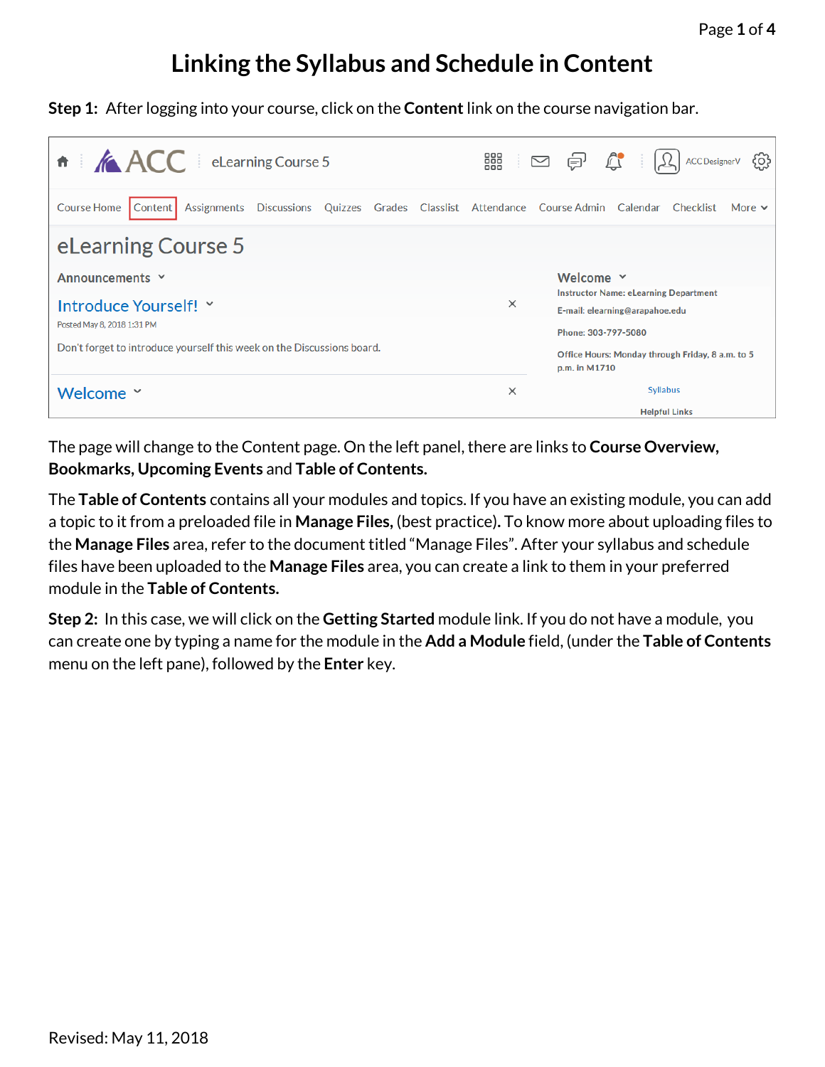# Linking the Syllabus and Schedule in Content

**Step 1:** After logging into your course, click on the **Content** link on the course navigation bar.

The page will change to the Content page. On the left panel, there are links to **Course Overview, Bookmarks, Upcoming Events** and **Table of Contents.**

The **Table of Contents** contains all your modules and topics. If you have an existing module, you can add a topic to it from a preloaded file in **Manage Files,** (best practice)**.** To know more about uploading files to the **Manage Files** area, refer to the document titled "Manage Files". After your syllabus and schedule files have been uploaded to the **Manage Files** area, you can create a link to them in your preferred module in the **Table of Contents.**

**Step 2:** In this case, we will click on the **Getting Started** module link. If you do not have a module, you can create one by typing a name for the module in the **Add a Module** field, (under the **Table of Contents** menu on the left pane), followed by the **Enter** key.

Revised: May 11, 2018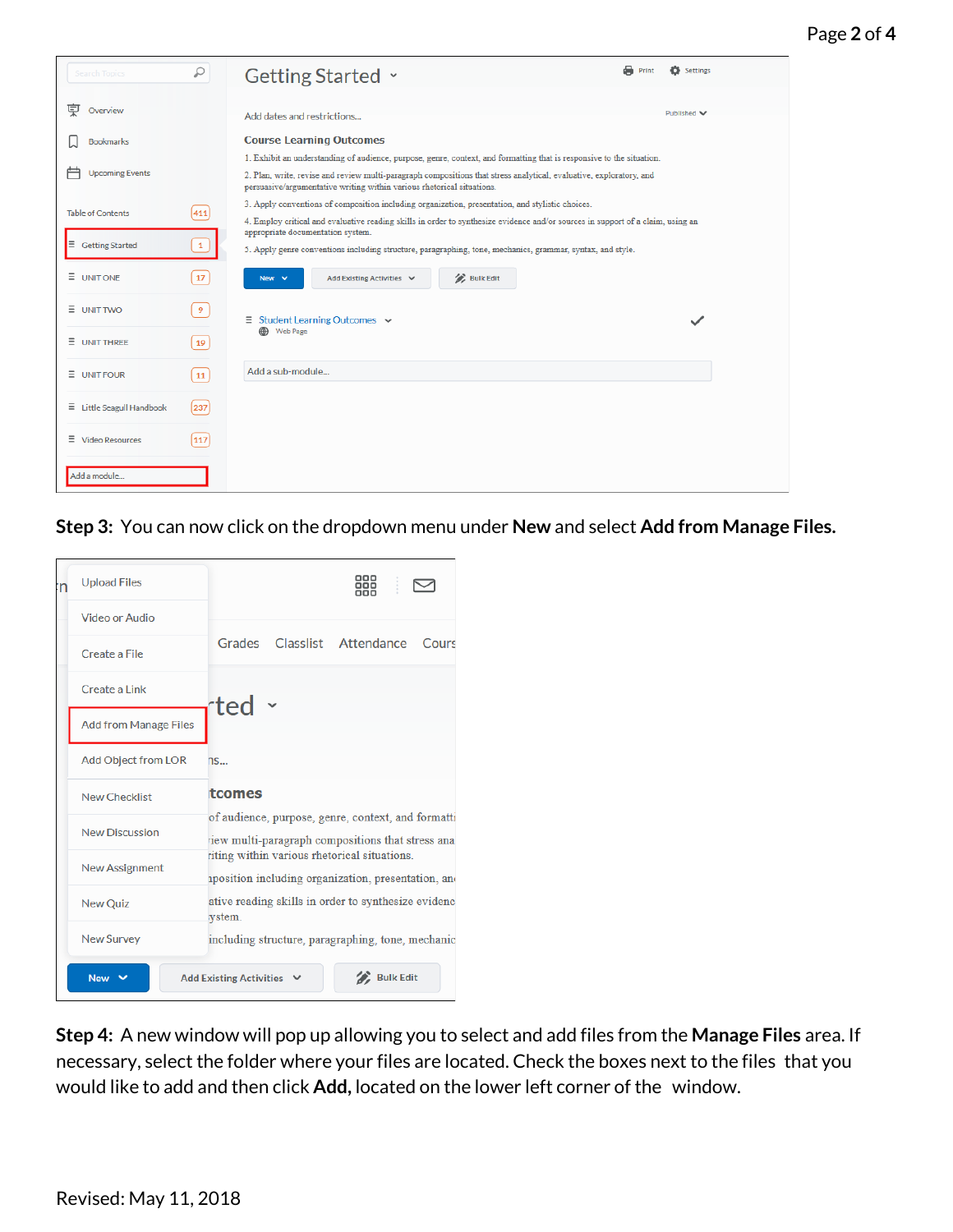**Step 3:** You can now click on the dropdown menu under **New** and select **Add from Manage Files.**

**Step 4:** A new window will pop up allowing you to select and add files from the **Manage Files** area. If necessary, select the folder where your files are located. Check the boxes next to the files that you would like to add and then click **Add,** located on the lower left corner of the window.

Revised: May 11, 2018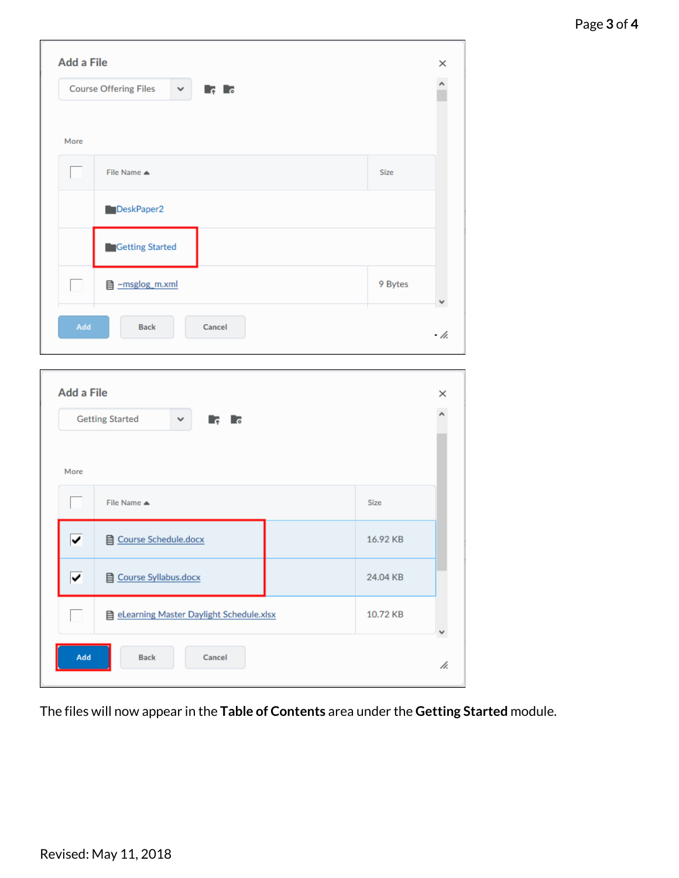The files will now appear in the **Table of Contents** area under the **Getting Started** module.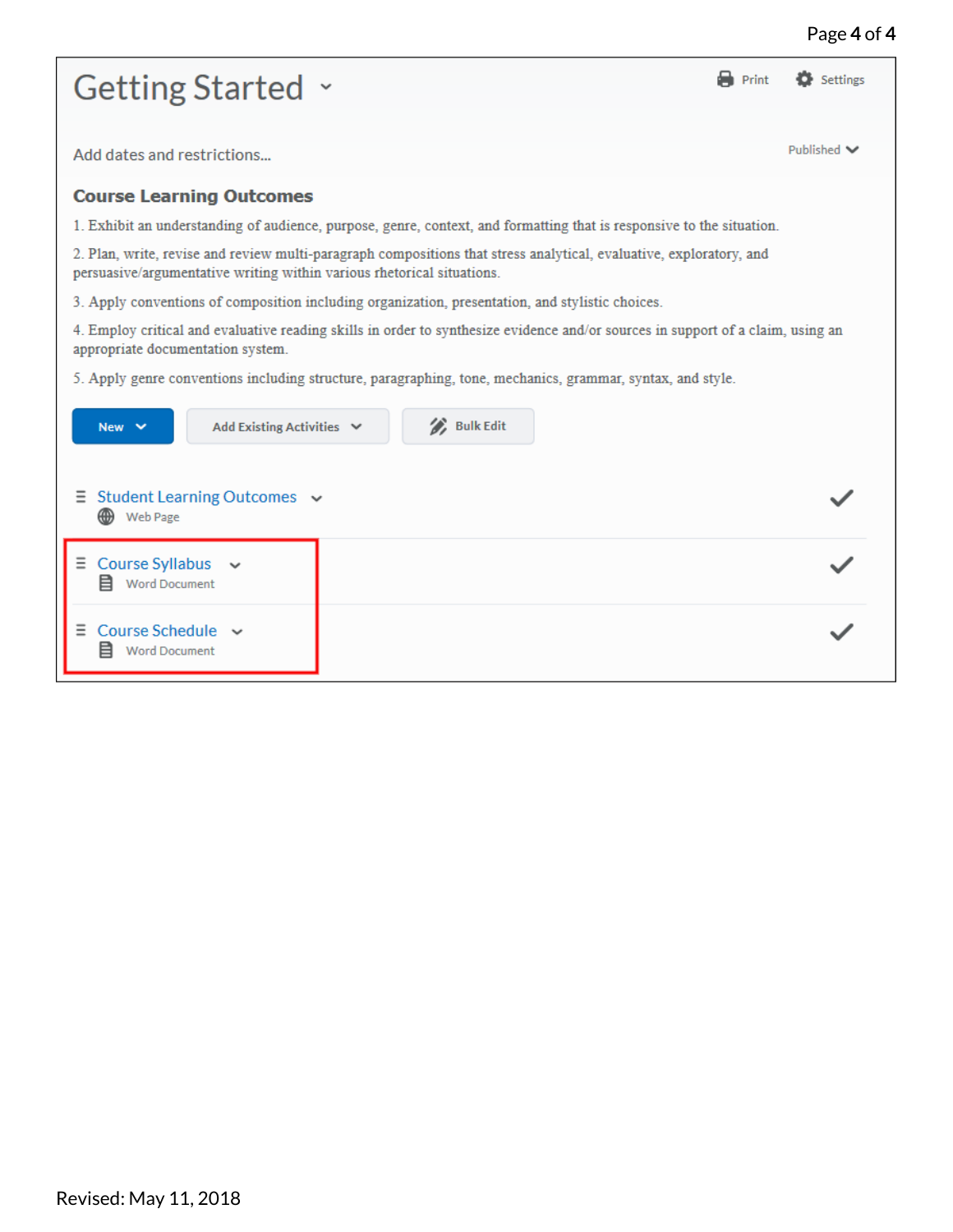# Getting Started

Print Settings

Add dates and restrictions...

Published

### Course Learning Outcomes

1. Exhibit an understanding of audience, purpose, genre, context, and formatting that is responsive to the situation.

2. Plan, write, revise and review multi-paragraph compositions that stress analytical, evaluative, exploratory, and persuasive/argumentative writing within various rhetorical situations.

3. Apply conventions of composition including organization, presentation, and stylistic choices.

4. Employ critical and evaluative reading skills in order to synthesize evidence and/or sources in support of a claim, using an appropriate documentation system.

5. Apply genre conventions including structure, paragraphing, tone, mechanics, grammar, syntax, and style.

New | Add Existing Activities | Bulk Edit

- Student Learning Outcomes
  Web Page
- Course Syllabus
  Word Document
- Course Schedule
  Word Document

Revised: May 11, 2018